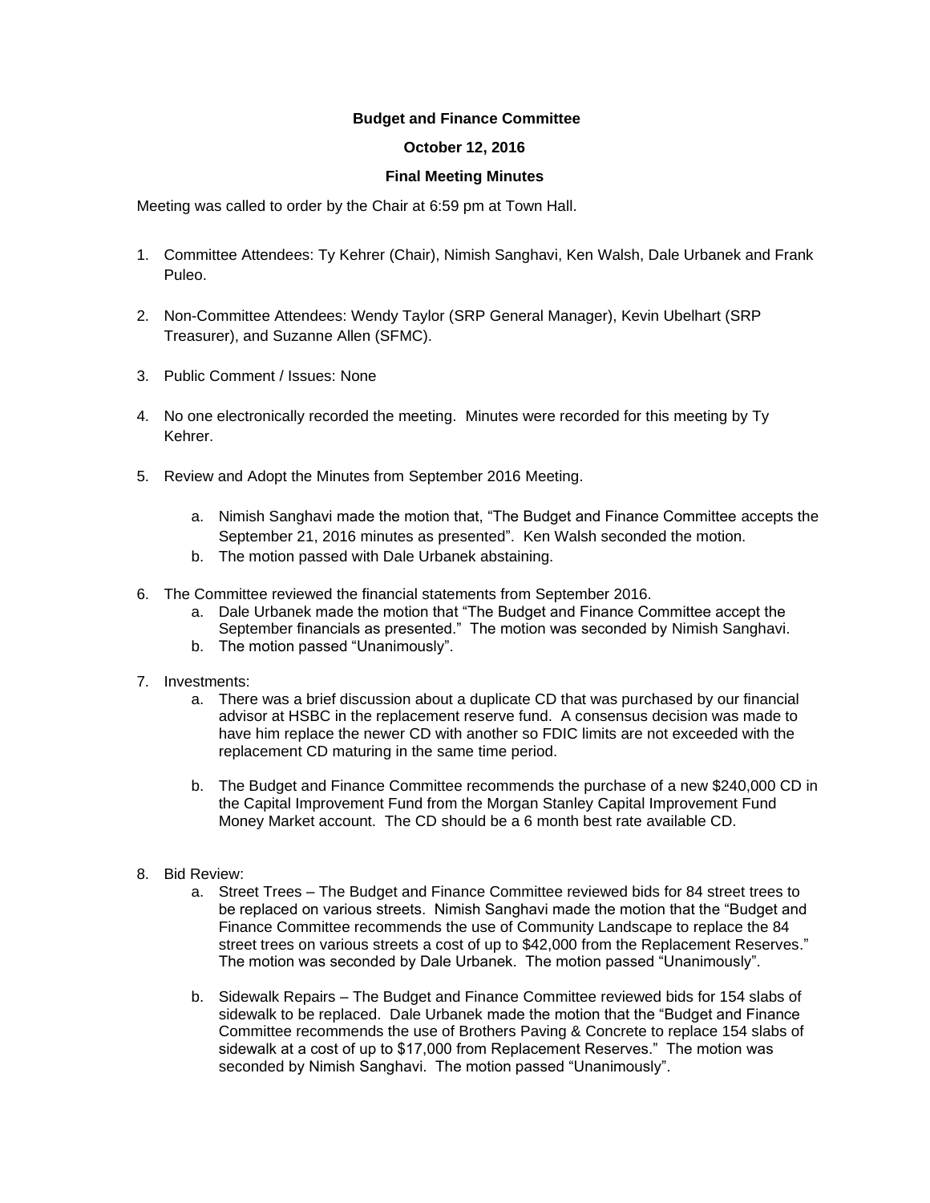**Budget and Finance Committee**

**October 12, 2016**

**Final Meeting Minutes**

Meeting was called to order by the Chair at 6:59 pm at Town Hall.

1. Committee Attendees: Ty Kehrer (Chair), Nimish Sanghavi, Ken Walsh, Dale Urbanek and Frank Puleo.

2. Non-Committee Attendees: Wendy Taylor (SRP General Manager), Kevin Ubelhart (SRP Treasurer), and Suzanne Allen (SFMC).

3. Public Comment / Issues: None

4. No one electronically recorded the meeting. Minutes were recorded for this meeting by Ty Kehrer.

5. Review and Adopt the Minutes from September 2016 Meeting.

    a. Nimish Sanghavi made the motion that, "The Budget and Finance Committee accepts the September 21, 2016 minutes as presented". Ken Walsh seconded the motion.
    b. The motion passed with Dale Urbanek abstaining.

6. The Committee reviewed the financial statements from September 2016.
    a. Dale Urbanek made the motion that "The Budget and Finance Committee accept the September financials as presented." The motion was seconded by Nimish Sanghavi.
    b. The motion passed "Unanimously".

7. Investments:
    a. There was a brief discussion about a duplicate CD that was purchased by our financial advisor at HSBC in the replacement reserve fund. A consensus decision was made to have him replace the newer CD with another so FDIC limits are not exceeded with the replacement CD maturing in the same time period.

    b. The Budget and Finance Committee recommends the purchase of a new $240,000 CD in the Capital Improvement Fund from the Morgan Stanley Capital Improvement Fund Money Market account. The CD should be a 6 month best rate available CD.

8. Bid Review:
    a. Street Trees – The Budget and Finance Committee reviewed bids for 84 street trees to be replaced on various streets. Nimish Sanghavi made the motion that the "Budget and Finance Committee recommends the use of Community Landscape to replace the 84 street trees on various streets a cost of up to $42,000 from the Replacement Reserves." The motion was seconded by Dale Urbanek. The motion passed "Unanimously".

    b. Sidewalk Repairs – The Budget and Finance Committee reviewed bids for 154 slabs of sidewalk to be replaced. Dale Urbanek made the motion that the "Budget and Finance Committee recommends the use of Brothers Paving & Concrete to replace 154 slabs of sidewalk at a cost of up to $17,000 from Replacement Reserves." The motion was seconded by Nimish Sanghavi. The motion passed "Unanimously".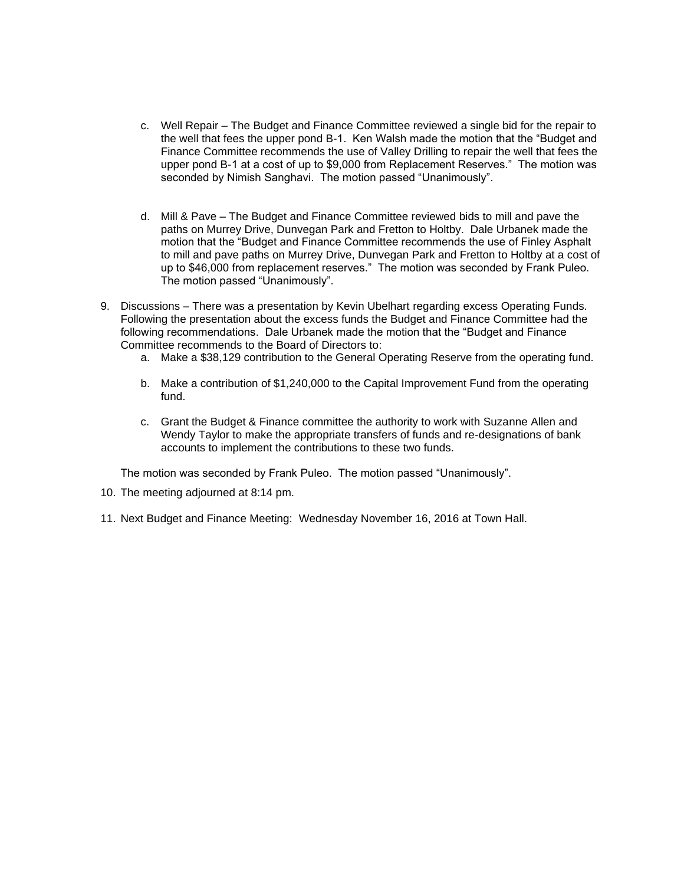c. Well Repair – The Budget and Finance Committee reviewed a single bid for the repair to the well that fees the upper pond B-1. Ken Walsh made the motion that the "Budget and Finance Committee recommends the use of Valley Drilling to repair the well that fees the upper pond B-1 at a cost of up to $9,000 from Replacement Reserves." The motion was seconded by Nimish Sanghavi. The motion passed "Unanimously".

d. Mill & Pave – The Budget and Finance Committee reviewed bids to mill and pave the paths on Murrey Drive, Dunvegan Park and Fretton to Holtby. Dale Urbanek made the motion that the "Budget and Finance Committee recommends the use of Finley Asphalt to mill and pave paths on Murrey Drive, Dunvegan Park and Fretton to Holtby at a cost of up to $46,000 from replacement reserves." The motion was seconded by Frank Puleo. The motion passed "Unanimously".

9. Discussions – There was a presentation by Kevin Ubelhart regarding excess Operating Funds. Following the presentation about the excess funds the Budget and Finance Committee had the following recommendations. Dale Urbanek made the motion that the "Budget and Finance Committee recommends to the Board of Directors to:
   a. Make a $38,129 contribution to the General Operating Reserve from the operating fund.
   b. Make a contribution of $1,240,000 to the Capital Improvement Fund from the operating fund.
   c. Grant the Budget & Finance committee the authority to work with Suzanne Allen and Wendy Taylor to make the appropriate transfers of funds and re-designations of bank accounts to implement the contributions to these two funds.

   The motion was seconded by Frank Puleo. The motion passed "Unanimously".

10. The meeting adjourned at 8:14 pm.

11. Next Budget and Finance Meeting: Wednesday November 16, 2016 at Town Hall.